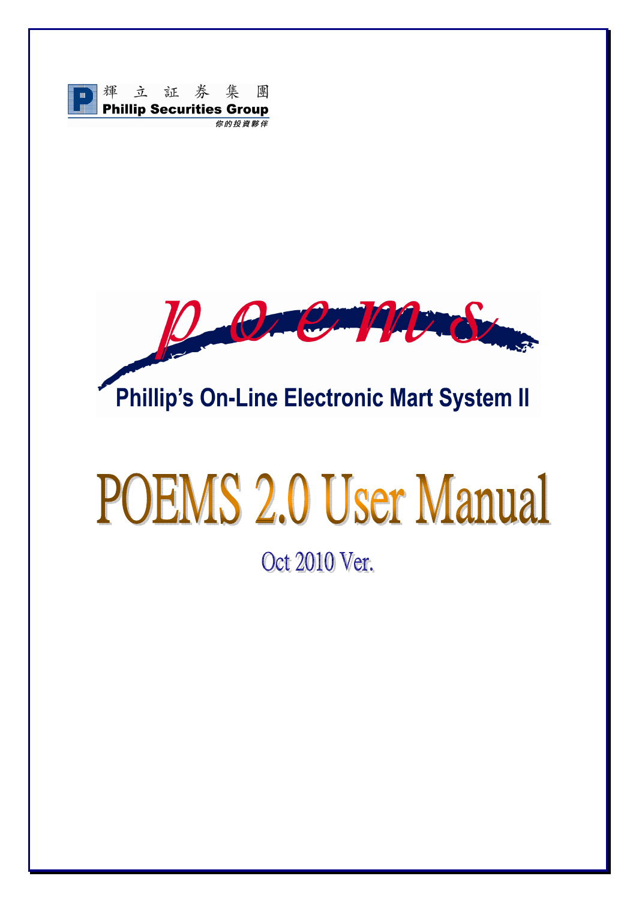輝 立 証 券 集 團

**Phillip Securities Group**

你的投資夥伴

*poems*

**Phillip's On-Line Electronic Mart System II**

# POEMS 2.0 User Manual

Oct 2010 Ver.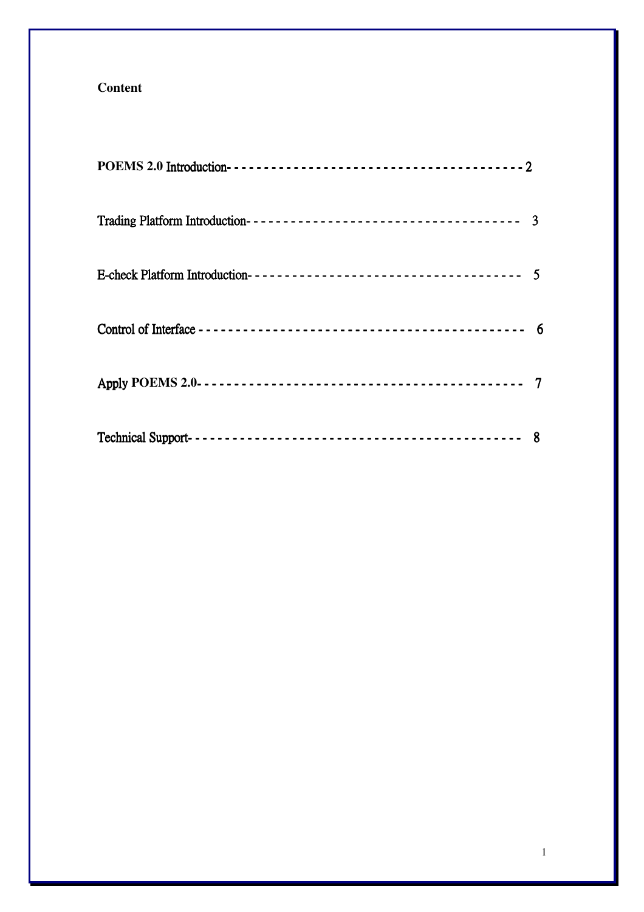**Content**

| | |
|---|---|
| POEMS 2.0 Introduction | 2 |
| Trading Platform Introduction | 3 |
| E-check Platform Introduction | 5 |
| Control of Interface | 6 |
| Apply POEMS 2.0 | 7 |
| Technical Support | 8 |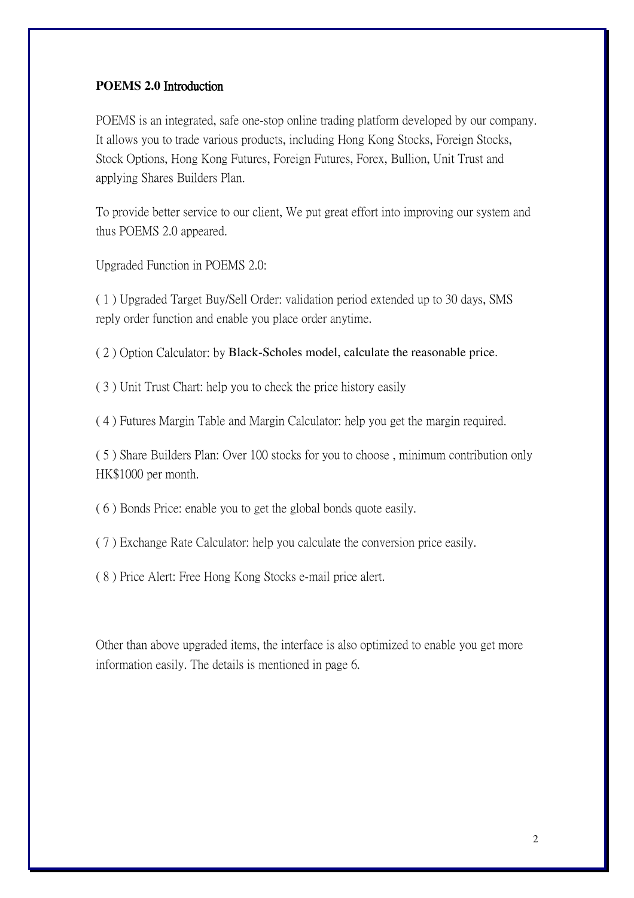**POEMS 2.0 Introduction**

POEMS is an integrated, safe one-stop online trading platform developed by our company. It allows you to trade various products, including Hong Kong Stocks, Foreign Stocks, Stock Options, Hong Kong Futures, Foreign Futures, Forex, Bullion, Unit Trust and applying Shares Builders Plan.

To provide better service to our client, We put great effort into improving our system and thus POEMS 2.0 appeared.

Upgraded Function in POEMS 2.0:

( 1 ) Upgraded Target Buy/Sell Order: validation period extended up to 30 days, SMS reply order function and enable you place order anytime.

( 2 ) Option Calculator: by Black-Scholes model, calculate the reasonable price.

( 3 ) Unit Trust Chart: help you to check the price history easily

( 4 ) Futures Margin Table and Margin Calculator: help you get the margin required.

( 5 ) Share Builders Plan: Over 100 stocks for you to choose , minimum contribution only HK$1000 per month.

( 6 ) Bonds Price: enable you to get the global bonds quote easily.

( 7 ) Exchange Rate Calculator: help you calculate the conversion price easily.

( 8 ) Price Alert: Free Hong Kong Stocks e-mail price alert.

Other than above upgraded items, the interface is also optimized to enable you get more information easily. The details is mentioned in page 6.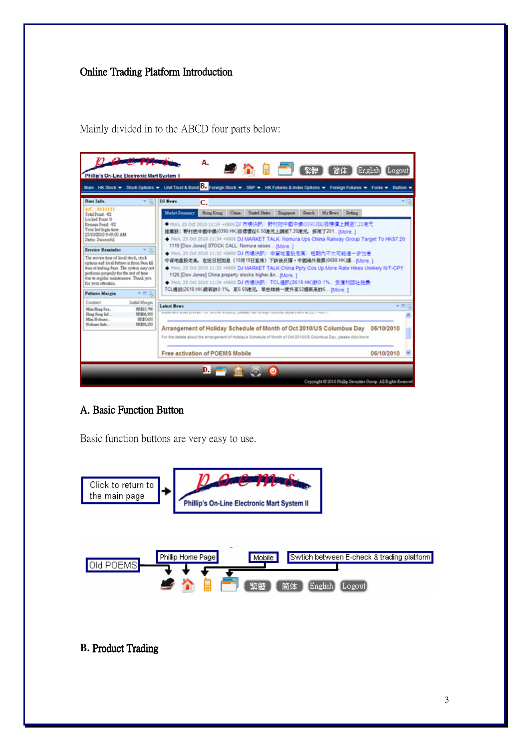Online Trading Platform Introduction

Mainly divided in to the ABCD four parts below:

## A. Basic Function Button

Basic function buttons are very easy to use.

Click to return to the main page

Old POEMS

Phillip Home Page

Mobile

Swtich between E-check & trading platform

## B. Product Trading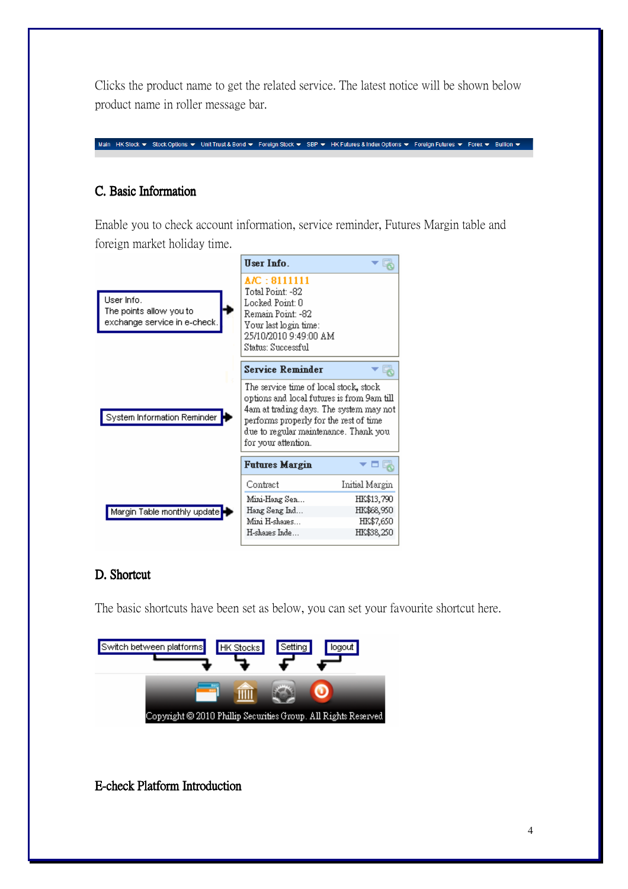Clicks the product name to get the related service. The latest notice will be shown below product name in roller message bar.

Main | HK Stock ▾ | Stock Options ▾ | Unit Trust & Bond ▾ | Foreign Stock ▾ | SBP ▾ | HK Futures & Index Options ▾ | Foreign Futures ▾ | Forex ▾ | Bullion ▾

## C. Basic Information

Enable you to check account information, service reminder, Futures Margin table and foreign market holiday time.

User Info. The points allow you to exchange service in e-check.

**User Info.**

A/C : 8111111
Total Point: -82
Locked Point: 0
Remain Point: -82
Your last login time:
25/10/2010 9:49:00 AM
Status: Successful

System Information Reminder

**Service Reminder**

The service time of local stock, stock options and local futures is from 9am till 4am at trading days. The system may not performs properly for the rest of time due to regular maintenance. Thank you for your attention.

Margin Table monthly update

**Futures Margin**

| Contract | Initial Margin |
|---|---|
| Mini-Hang Sen... | HK$13,790 |
| Hang Seng Ind... | HK$68,950 |
| Mini H-shares... | HK$7,650 |
| H-shares Inde... | HK$38,250 |

## D. Shortcut

The basic shortcuts have been set as below, you can set your favourite shortcut here.

Switch between platforms | HK Stocks | Setting | logout

Copyright © 2010 Phillip Securities Group. All Rights Reserved

## E-check Platform Introduction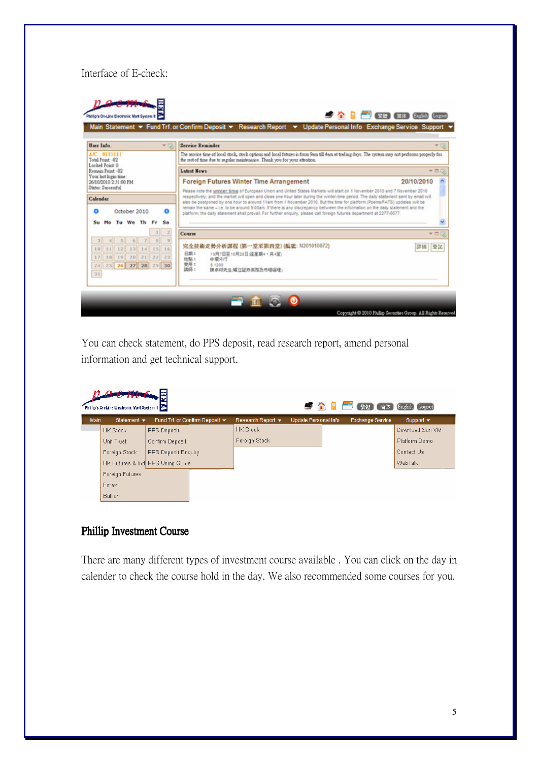Interface of E-check:

You can check statement, do PPS deposit, read research report, amend personal information and get technical support.

## Phillip Investment Course

There are many different types of investment course available . You can click on the day in calender to check the course hold in the day. We also recommended some courses for you.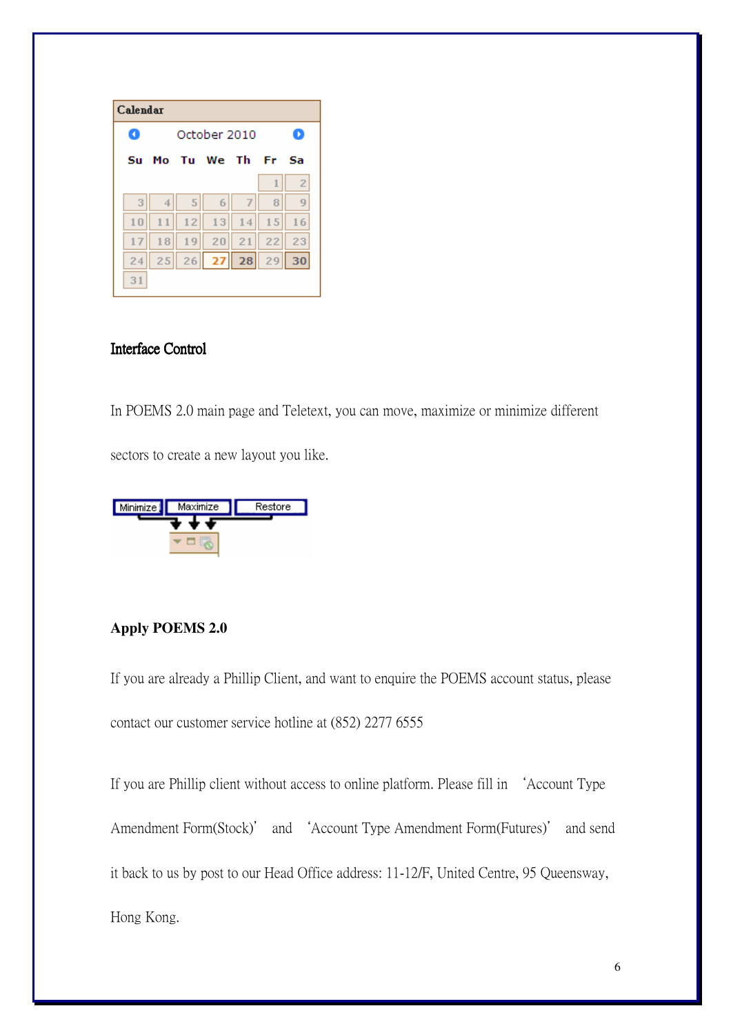### Interface Control

In POEMS 2.0 main page and Teletext, you can move, maximize or minimize different sectors to create a new layout you like.

### Apply POEMS 2.0

If you are already a Phillip Client, and want to enquire the POEMS account status, please contact our customer service hotline at (852) 2277 6555

If you are Phillip client without access to online platform. Please fill in 'Account Type Amendment Form(Stock)' and 'Account Type Amendment Form(Futures)' and send it back to us by post to our Head Office address: 11-12/F, United Centre, 95 Queensway, Hong Kong.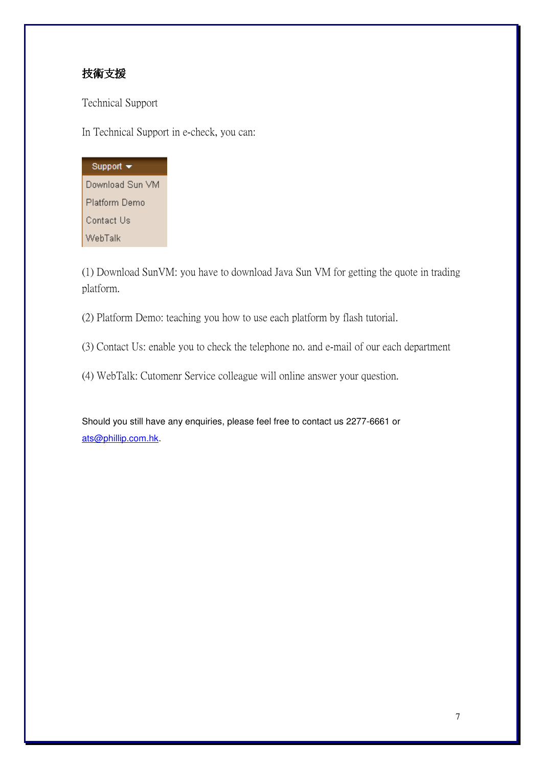## 技術支援

Technical Support

In Technical Support in e-check, you can:

Support
Download Sun VM
Platform Demo
Contact Us
WebTalk

(1) Download SunVM: you have to download Java Sun VM for getting the quote in trading platform.

(2) Platform Demo: teaching you how to use each platform by flash tutorial.

(3) Contact Us: enable you to check the telephone no. and e-mail of our each department

(4) WebTalk: Cutomenr Service colleague will online answer your question.

Should you still have any enquiries, please feel free to contact us 2277-6661 or ats@phillip.com.hk.